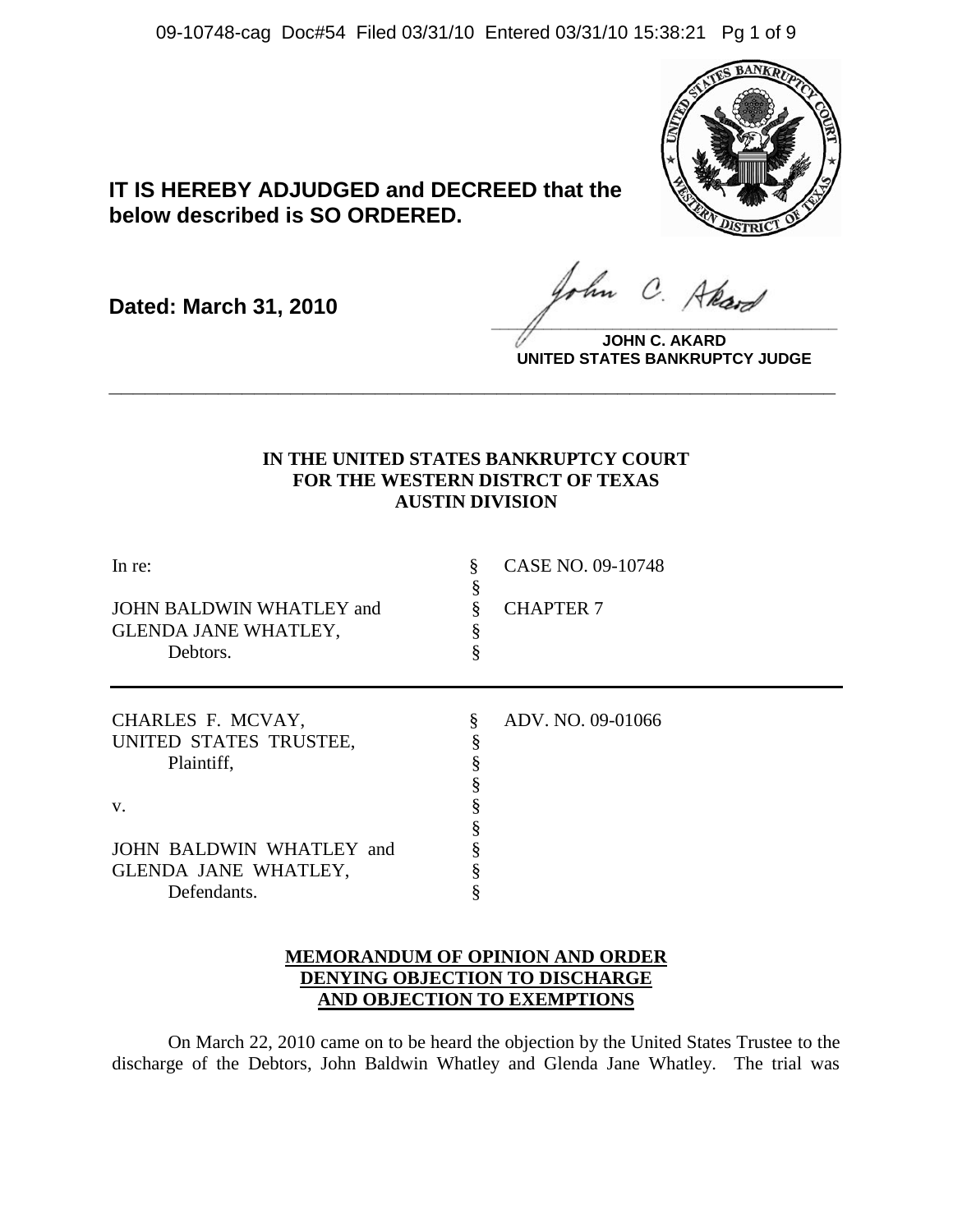**IT IS HEREBY ADJUDGED and DECREED that the below described is SO ORDERED.**

**Dated: March 31, 2010**

**JOHN C. AKARD**
**UNITED STATES BANKRUPTCY JUDGE**

---

**IN THE UNITED STATES BANKRUPTCY COURT**
**FOR THE WESTERN DISTRCT OF TEXAS**
**AUSTIN DIVISION**

| | | |
|---|---|---|
| In re: | § | CASE NO. 09-10748 |
| | § | |
| JOHN BALDWIN WHATLEY and | § | CHAPTER 7 |
| GLENDA JANE WHATLEY, | § | |
| Debtors. | § | |

| | | |
|---|---|---|
| CHARLES F. MCVAY, | § | ADV. NO. 09-01066 |
| UNITED STATES TRUSTEE, | § | |
| Plaintiff, | § | |
| | § | |
| v. | § | |
| | § | |
| JOHN BALDWIN WHATLEY and | § | |
| GLENDA JANE WHATLEY, | § | |
| Defendants. | § | |

**MEMORANDUM OF OPINION AND ORDER**
**DENYING OBJECTION TO DISCHARGE**
**AND OBJECTION TO EXEMPTIONS**

On March 22, 2010 came on to be heard the objection by the United States Trustee to the discharge of the Debtors, John Baldwin Whatley and Glenda Jane Whatley. The trial was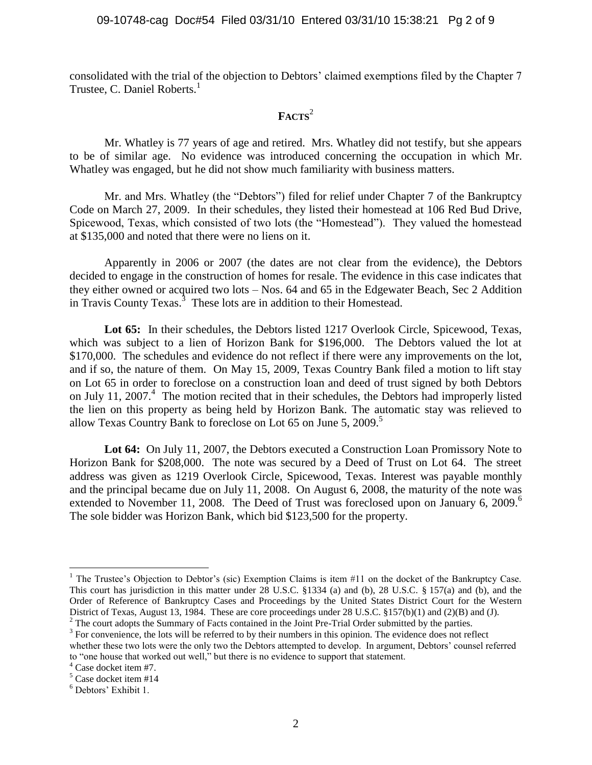consolidated with the trial of the objection to Debtors' claimed exemptions filed by the Chapter 7 Trustee, C. Daniel Roberts.[1]

## FACTS[2]

Mr. Whatley is 77 years of age and retired. Mrs. Whatley did not testify, but she appears to be of similar age. No evidence was introduced concerning the occupation in which Mr. Whatley was engaged, but he did not show much familiarity with business matters.

Mr. and Mrs. Whatley (the "Debtors") filed for relief under Chapter 7 of the Bankruptcy Code on March 27, 2009. In their schedules, they listed their homestead at 106 Red Bud Drive, Spicewood, Texas, which consisted of two lots (the "Homestead"). They valued the homestead at $135,000 and noted that there were no liens on it.

Apparently in 2006 or 2007 (the dates are not clear from the evidence), the Debtors decided to engage in the construction of homes for resale. The evidence in this case indicates that they either owned or acquired two lots – Nos. 64 and 65 in the Edgewater Beach, Sec 2 Addition in Travis County Texas.[3] These lots are in addition to their Homestead.

**Lot 65:** In their schedules, the Debtors listed 1217 Overlook Circle, Spicewood, Texas, which was subject to a lien of Horizon Bank for $196,000. The Debtors valued the lot at $170,000. The schedules and evidence do not reflect if there were any improvements on the lot, and if so, the nature of them. On May 15, 2009, Texas Country Bank filed a motion to lift stay on Lot 65 in order to foreclose on a construction loan and deed of trust signed by both Debtors on July 11, 2007.[4] The motion recited that in their schedules, the Debtors had improperly listed the lien on this property as being held by Horizon Bank. The automatic stay was relieved to allow Texas Country Bank to foreclose on Lot 65 on June 5, 2009.[5]

**Lot 64:** On July 11, 2007, the Debtors executed a Construction Loan Promissory Note to Horizon Bank for $208,000. The note was secured by a Deed of Trust on Lot 64. The street address was given as 1219 Overlook Circle, Spicewood, Texas. Interest was payable monthly and the principal became due on July 11, 2008. On August 6, 2008, the maturity of the note was extended to November 11, 2008. The Deed of Trust was foreclosed upon on January 6, 2009.[6] The sole bidder was Horizon Bank, which bid $123,500 for the property.

---

[1] The Trustee's Objection to Debtor's (sic) Exemption Claims is item #11 on the docket of the Bankruptcy Case. This court has jurisdiction in this matter under 28 U.S.C. §1334 (a) and (b), 28 U.S.C. § 157(a) and (b), and the Order of Reference of Bankruptcy Cases and Proceedings by the United States District Court for the Western District of Texas, August 13, 1984. These are core proceedings under 28 U.S.C. §157(b)(1) and (2)(B) and (J).

[2] The court adopts the Summary of Facts contained in the Joint Pre-Trial Order submitted by the parties.

[3] For convenience, the lots will be referred to by their numbers in this opinion. The evidence does not reflect whether these two lots were the only two the Debtors attempted to develop. In argument, Debtors' counsel referred to "one house that worked out well," but there is no evidence to support that statement.

[4] Case docket item #7.

[5] Case docket item #14

[6] Debtors' Exhibit 1.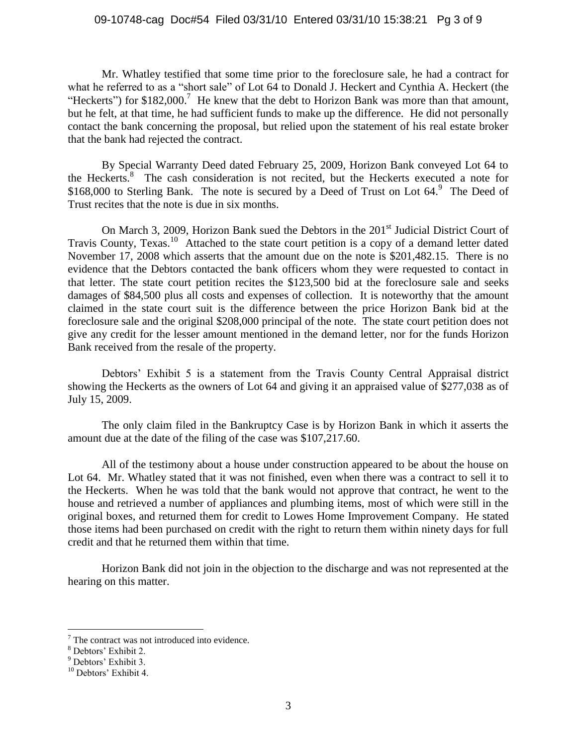Mr. Whatley testified that some time prior to the foreclosure sale, he had a contract for what he referred to as a "short sale" of Lot 64 to Donald J. Heckert and Cynthia A. Heckert (the "Heckerts") for $182,000.[7] He knew that the debt to Horizon Bank was more than that amount, but he felt, at that time, he had sufficient funds to make up the difference. He did not personally contact the bank concerning the proposal, but relied upon the statement of his real estate broker that the bank had rejected the contract.

By Special Warranty Deed dated February 25, 2009, Horizon Bank conveyed Lot 64 to the Heckerts.[8] The cash consideration is not recited, but the Heckerts executed a note for $168,000 to Sterling Bank. The note is secured by a Deed of Trust on Lot 64.[9] The Deed of Trust recites that the note is due in six months.

On March 3, 2009, Horizon Bank sued the Debtors in the 201st Judicial District Court of Travis County, Texas.[10] Attached to the state court petition is a copy of a demand letter dated November 17, 2008 which asserts that the amount due on the note is $201,482.15. There is no evidence that the Debtors contacted the bank officers whom they were requested to contact in that letter. The state court petition recites the $123,500 bid at the foreclosure sale and seeks damages of $84,500 plus all costs and expenses of collection. It is noteworthy that the amount claimed in the state court suit is the difference between the price Horizon Bank bid at the foreclosure sale and the original $208,000 principal of the note. The state court petition does not give any credit for the lesser amount mentioned in the demand letter, nor for the funds Horizon Bank received from the resale of the property.

Debtors' Exhibit 5 is a statement from the Travis County Central Appraisal district showing the Heckerts as the owners of Lot 64 and giving it an appraised value of $277,038 as of July 15, 2009.

The only claim filed in the Bankruptcy Case is by Horizon Bank in which it asserts the amount due at the date of the filing of the case was $107,217.60.

All of the testimony about a house under construction appeared to be about the house on Lot 64. Mr. Whatley stated that it was not finished, even when there was a contract to sell it to the Heckerts. When he was told that the bank would not approve that contract, he went to the house and retrieved a number of appliances and plumbing items, most of which were still in the original boxes, and returned them for credit to Lowes Home Improvement Company. He stated those items had been purchased on credit with the right to return them within ninety days for full credit and that he returned them within that time.

Horizon Bank did not join in the objection to the discharge and was not represented at the hearing on this matter.

---

[7] The contract was not introduced into evidence.

[8] Debtors' Exhibit 2.

[9] Debtors' Exhibit 3.

[10] Debtors' Exhibit 4.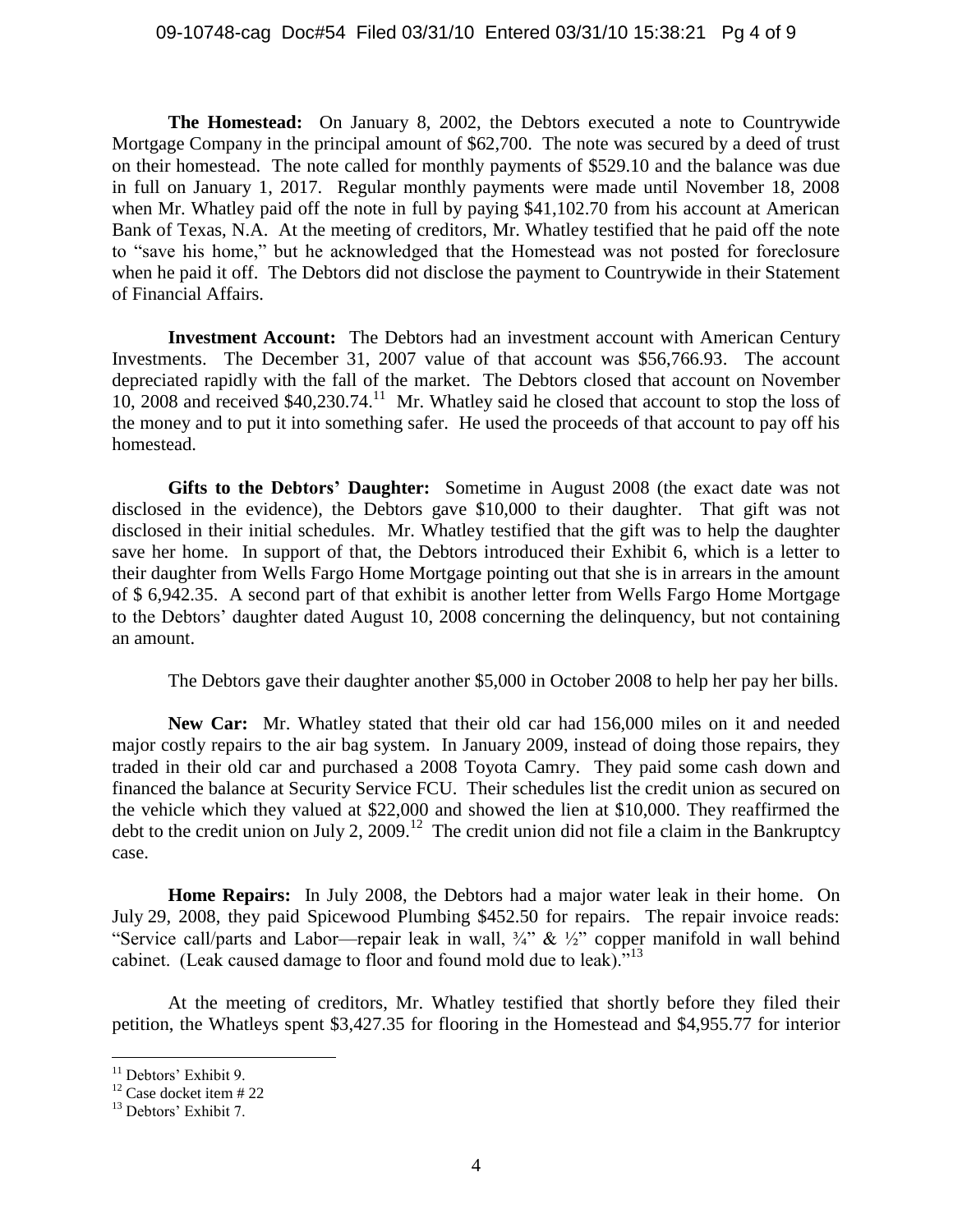**The Homestead:** On January 8, 2002, the Debtors executed a note to Countrywide Mortgage Company in the principal amount of $62,700. The note was secured by a deed of trust on their homestead. The note called for monthly payments of $529.10 and the balance was due in full on January 1, 2017. Regular monthly payments were made until November 18, 2008 when Mr. Whatley paid off the note in full by paying $41,102.70 from his account at American Bank of Texas, N.A. At the meeting of creditors, Mr. Whatley testified that he paid off the note to "save his home," but he acknowledged that the Homestead was not posted for foreclosure when he paid it off. The Debtors did not disclose the payment to Countrywide in their Statement of Financial Affairs.

**Investment Account:** The Debtors had an investment account with American Century Investments. The December 31, 2007 value of that account was $56,766.93. The account depreciated rapidly with the fall of the market. The Debtors closed that account on November 10, 2008 and received $40,230.74.[11] Mr. Whatley said he closed that account to stop the loss of the money and to put it into something safer. He used the proceeds of that account to pay off his homestead.

**Gifts to the Debtors' Daughter:** Sometime in August 2008 (the exact date was not disclosed in the evidence), the Debtors gave $10,000 to their daughter. That gift was not disclosed in their initial schedules. Mr. Whatley testified that the gift was to help the daughter save her home. In support of that, the Debtors introduced their Exhibit 6, which is a letter to their daughter from Wells Fargo Home Mortgage pointing out that she is in arrears in the amount of $ 6,942.35. A second part of that exhibit is another letter from Wells Fargo Home Mortgage to the Debtors' daughter dated August 10, 2008 concerning the delinquency, but not containing an amount.

The Debtors gave their daughter another $5,000 in October 2008 to help her pay her bills.

**New Car:** Mr. Whatley stated that their old car had 156,000 miles on it and needed major costly repairs to the air bag system. In January 2009, instead of doing those repairs, they traded in their old car and purchased a 2008 Toyota Camry. They paid some cash down and financed the balance at Security Service FCU. Their schedules list the credit union as secured on the vehicle which they valued at $22,000 and showed the lien at $10,000. They reaffirmed the debt to the credit union on July 2, 2009.[12] The credit union did not file a claim in the Bankruptcy case.

**Home Repairs:** In July 2008, the Debtors had a major water leak in their home. On July 29, 2008, they paid Spicewood Plumbing $452.50 for repairs. The repair invoice reads: "Service call/parts and Labor—repair leak in wall, ¾" & ½" copper manifold in wall behind cabinet. (Leak caused damage to floor and found mold due to leak)."[13]

At the meeting of creditors, Mr. Whatley testified that shortly before they filed their petition, the Whatleys spent $3,427.35 for flooring in the Homestead and $4,955.77 for interior

---

[11] Debtors' Exhibit 9.

[12] Case docket item # 22

[13] Debtors' Exhibit 7.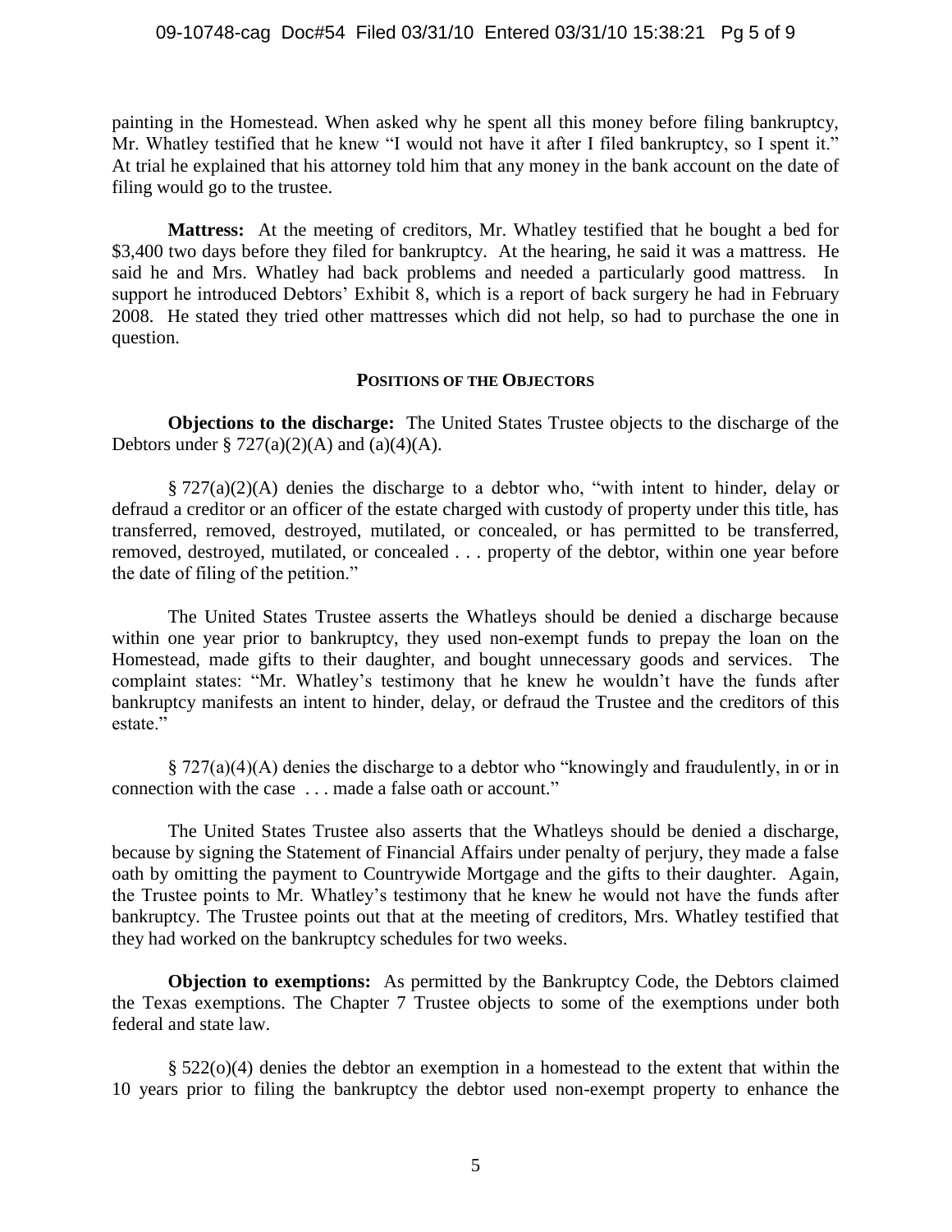painting in the Homestead. When asked why he spent all this money before filing bankruptcy, Mr. Whatley testified that he knew "I would not have it after I filed bankruptcy, so I spent it." At trial he explained that his attorney told him that any money in the bank account on the date of filing would go to the trustee.

**Mattress:** At the meeting of creditors, Mr. Whatley testified that he bought a bed for \$3,400 two days before they filed for bankruptcy. At the hearing, he said it was a mattress. He said he and Mrs. Whatley had back problems and needed a particularly good mattress. In support he introduced Debtors' Exhibit 8, which is a report of back surgery he had in February 2008. He stated they tried other mattresses which did not help, so had to purchase the one in question.

## POSITIONS OF THE OBJECTORS

**Objections to the discharge:** The United States Trustee objects to the discharge of the Debtors under § 727(a)(2)(A) and (a)(4)(A).

§ 727(a)(2)(A) denies the discharge to a debtor who, "with intent to hinder, delay or defraud a creditor or an officer of the estate charged with custody of property under this title, has transferred, removed, destroyed, mutilated, or concealed, or has permitted to be transferred, removed, destroyed, mutilated, or concealed . . . property of the debtor, within one year before the date of filing of the petition."

The United States Trustee asserts the Whatleys should be denied a discharge because within one year prior to bankruptcy, they used non-exempt funds to prepay the loan on the Homestead, made gifts to their daughter, and bought unnecessary goods and services. The complaint states: "Mr. Whatley's testimony that he knew he wouldn't have the funds after bankruptcy manifests an intent to hinder, delay, or defraud the Trustee and the creditors of this estate."

§ 727(a)(4)(A) denies the discharge to a debtor who "knowingly and fraudulently, in or in connection with the case . . . made a false oath or account."

The United States Trustee also asserts that the Whatleys should be denied a discharge, because by signing the Statement of Financial Affairs under penalty of perjury, they made a false oath by omitting the payment to Countrywide Mortgage and the gifts to their daughter. Again, the Trustee points to Mr. Whatley's testimony that he knew he would not have the funds after bankruptcy. The Trustee points out that at the meeting of creditors, Mrs. Whatley testified that they had worked on the bankruptcy schedules for two weeks.

**Objection to exemptions:** As permitted by the Bankruptcy Code, the Debtors claimed the Texas exemptions. The Chapter 7 Trustee objects to some of the exemptions under both federal and state law.

§ 522(o)(4) denies the debtor an exemption in a homestead to the extent that within the 10 years prior to filing the bankruptcy the debtor used non-exempt property to enhance the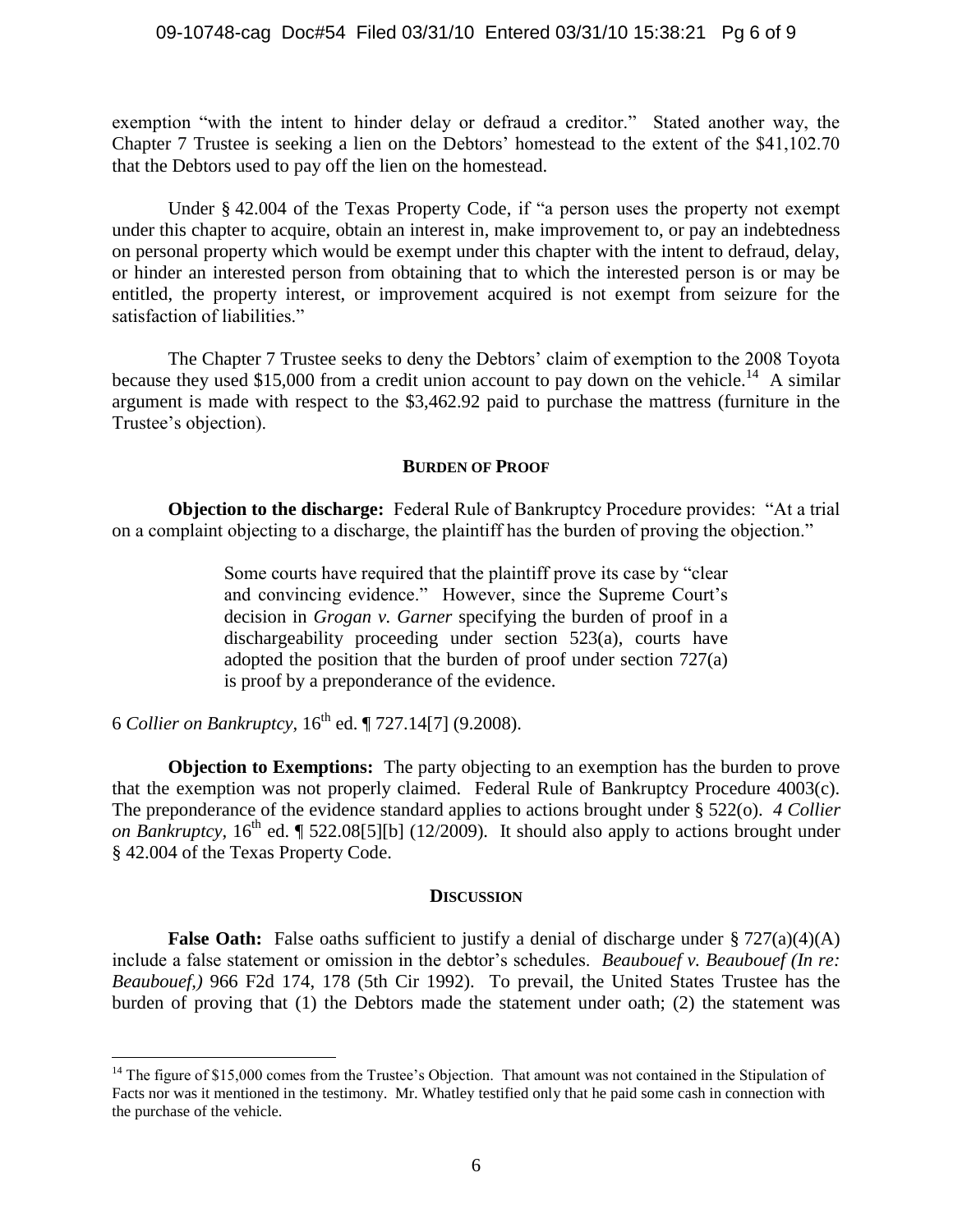exemption "with the intent to hinder delay or defraud a creditor." Stated another way, the Chapter 7 Trustee is seeking a lien on the Debtors' homestead to the extent of the $41,102.70 that the Debtors used to pay off the lien on the homestead.

Under § 42.004 of the Texas Property Code, if "a person uses the property not exempt under this chapter to acquire, obtain an interest in, make improvement to, or pay an indebtedness on personal property which would be exempt under this chapter with the intent to defraud, delay, or hinder an interested person from obtaining that to which the interested person is or may be entitled, the property interest, or improvement acquired is not exempt from seizure for the satisfaction of liabilities."

The Chapter 7 Trustee seeks to deny the Debtors' claim of exemption to the 2008 Toyota because they used $15,000 from a credit union account to pay down on the vehicle.[14] A similar argument is made with respect to the $3,462.92 paid to purchase the mattress (furniture in the Trustee's objection).

## BURDEN OF PROOF

**Objection to the discharge:** Federal Rule of Bankruptcy Procedure provides: "At a trial on a complaint objecting to a discharge, the plaintiff has the burden of proving the objection."

> Some courts have required that the plaintiff prove its case by "clear and convincing evidence." However, since the Supreme Court's decision in *Grogan v. Garner* specifying the burden of proof in a dischargeability proceeding under section 523(a), courts have adopted the position that the burden of proof under section 727(a) is proof by a preponderance of the evidence.

6 *Collier on Bankruptcy*, 16th ed. ¶ 727.14[7] (9.2008).

**Objection to Exemptions:** The party objecting to an exemption has the burden to prove that the exemption was not properly claimed. Federal Rule of Bankruptcy Procedure 4003(c). The preponderance of the evidence standard applies to actions brought under § 522(o). *4 Collier on Bankruptcy*, 16th ed. ¶ 522.08[5][b] (12/2009). It should also apply to actions brought under § 42.004 of the Texas Property Code.

## DISCUSSION

**False Oath:** False oaths sufficient to justify a denial of discharge under § 727(a)(4)(A) include a false statement or omission in the debtor's schedules. *Beaubouef v. Beaubouef (In re: Beaubouef,)* 966 F2d 174, 178 (5th Cir 1992). To prevail, the United States Trustee has the burden of proving that (1) the Debtors made the statement under oath; (2) the statement was

[14] The figure of $15,000 comes from the Trustee's Objection. That amount was not contained in the Stipulation of Facts nor was it mentioned in the testimony. Mr. Whatley testified only that he paid some cash in connection with the purchase of the vehicle.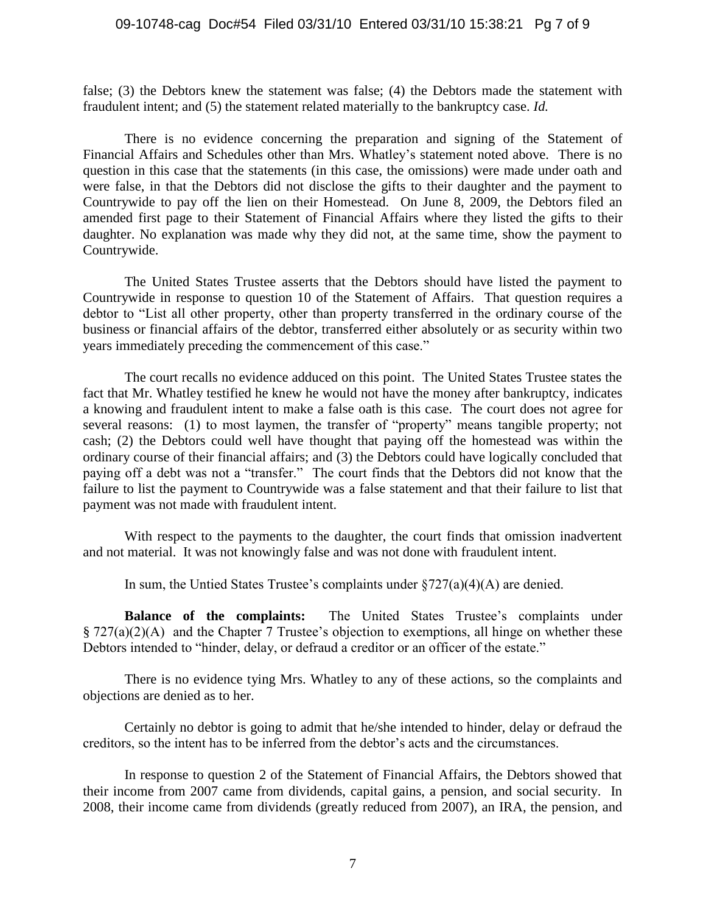false; (3) the Debtors knew the statement was false; (4) the Debtors made the statement with fraudulent intent; and (5) the statement related materially to the bankruptcy case. *Id.*

There is no evidence concerning the preparation and signing of the Statement of Financial Affairs and Schedules other than Mrs. Whatley's statement noted above. There is no question in this case that the statements (in this case, the omissions) were made under oath and were false, in that the Debtors did not disclose the gifts to their daughter and the payment to Countrywide to pay off the lien on their Homestead. On June 8, 2009, the Debtors filed an amended first page to their Statement of Financial Affairs where they listed the gifts to their daughter. No explanation was made why they did not, at the same time, show the payment to Countrywide.

The United States Trustee asserts that the Debtors should have listed the payment to Countrywide in response to question 10 of the Statement of Affairs. That question requires a debtor to "List all other property, other than property transferred in the ordinary course of the business or financial affairs of the debtor, transferred either absolutely or as security within two years immediately preceding the commencement of this case."

The court recalls no evidence adduced on this point. The United States Trustee states the fact that Mr. Whatley testified he knew he would not have the money after bankruptcy, indicates a knowing and fraudulent intent to make a false oath is this case. The court does not agree for several reasons: (1) to most laymen, the transfer of "property" means tangible property; not cash; (2) the Debtors could well have thought that paying off the homestead was within the ordinary course of their financial affairs; and (3) the Debtors could have logically concluded that paying off a debt was not a "transfer." The court finds that the Debtors did not know that the failure to list the payment to Countrywide was a false statement and that their failure to list that payment was not made with fraudulent intent.

With respect to the payments to the daughter, the court finds that omission inadvertent and not material. It was not knowingly false and was not done with fraudulent intent.

In sum, the Untied States Trustee's complaints under §727(a)(4)(A) are denied.

**Balance of the complaints:** The United States Trustee's complaints under § 727(a)(2)(A) and the Chapter 7 Trustee's objection to exemptions, all hinge on whether these Debtors intended to "hinder, delay, or defraud a creditor or an officer of the estate."

There is no evidence tying Mrs. Whatley to any of these actions, so the complaints and objections are denied as to her.

Certainly no debtor is going to admit that he/she intended to hinder, delay or defraud the creditors, so the intent has to be inferred from the debtor's acts and the circumstances.

In response to question 2 of the Statement of Financial Affairs, the Debtors showed that their income from 2007 came from dividends, capital gains, a pension, and social security. In 2008, their income came from dividends (greatly reduced from 2007), an IRA, the pension, and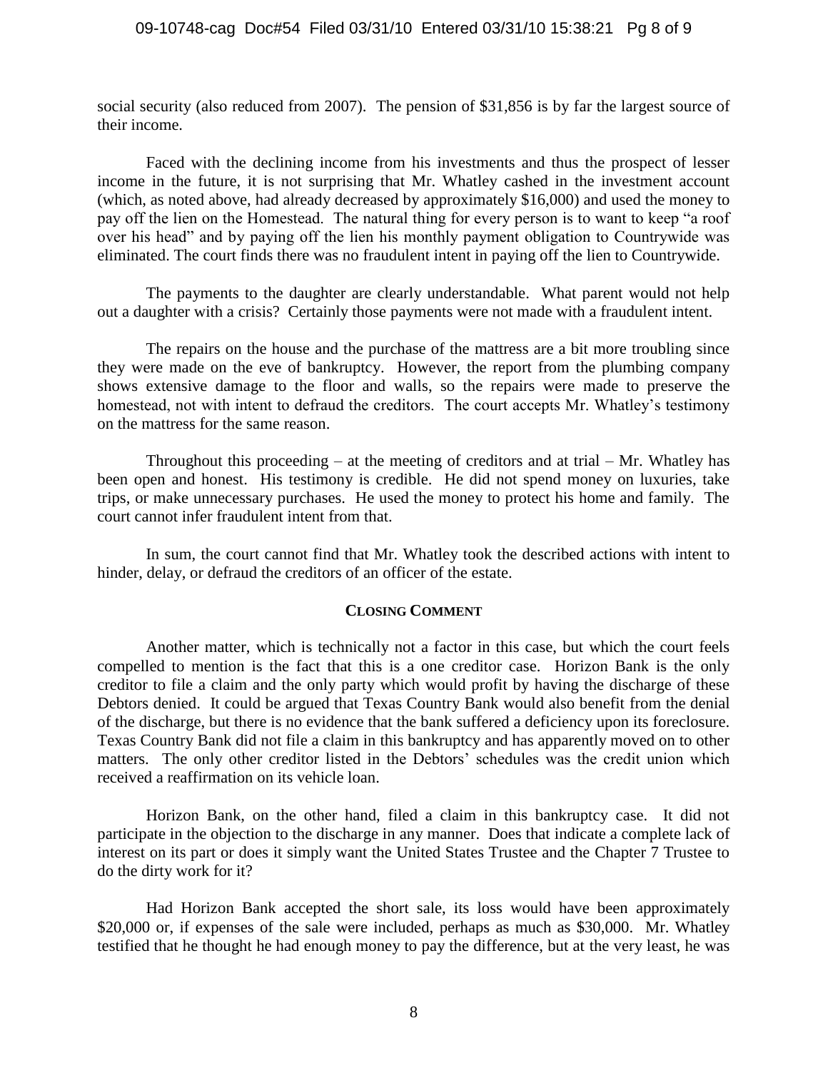social security (also reduced from 2007). The pension of $31,856 is by far the largest source of their income.

Faced with the declining income from his investments and thus the prospect of lesser income in the future, it is not surprising that Mr. Whatley cashed in the investment account (which, as noted above, had already decreased by approximately $16,000) and used the money to pay off the lien on the Homestead. The natural thing for every person is to want to keep "a roof over his head" and by paying off the lien his monthly payment obligation to Countrywide was eliminated. The court finds there was no fraudulent intent in paying off the lien to Countrywide.

The payments to the daughter are clearly understandable. What parent would not help out a daughter with a crisis? Certainly those payments were not made with a fraudulent intent.

The repairs on the house and the purchase of the mattress are a bit more troubling since they were made on the eve of bankruptcy. However, the report from the plumbing company shows extensive damage to the floor and walls, so the repairs were made to preserve the homestead, not with intent to defraud the creditors. The court accepts Mr. Whatley's testimony on the mattress for the same reason.

Throughout this proceeding – at the meeting of creditors and at trial – Mr. Whatley has been open and honest. His testimony is credible. He did not spend money on luxuries, take trips, or make unnecessary purchases. He used the money to protect his home and family. The court cannot infer fraudulent intent from that.

In sum, the court cannot find that Mr. Whatley took the described actions with intent to hinder, delay, or defraud the creditors of an officer of the estate.

## CLOSING COMMENT

Another matter, which is technically not a factor in this case, but which the court feels compelled to mention is the fact that this is a one creditor case. Horizon Bank is the only creditor to file a claim and the only party which would profit by having the discharge of these Debtors denied. It could be argued that Texas Country Bank would also benefit from the denial of the discharge, but there is no evidence that the bank suffered a deficiency upon its foreclosure. Texas Country Bank did not file a claim in this bankruptcy and has apparently moved on to other matters. The only other creditor listed in the Debtors' schedules was the credit union which received a reaffirmation on its vehicle loan.

Horizon Bank, on the other hand, filed a claim in this bankruptcy case. It did not participate in the objection to the discharge in any manner. Does that indicate a complete lack of interest on its part or does it simply want the United States Trustee and the Chapter 7 Trustee to do the dirty work for it?

Had Horizon Bank accepted the short sale, its loss would have been approximately $20,000 or, if expenses of the sale were included, perhaps as much as $30,000. Mr. Whatley testified that he thought he had enough money to pay the difference, but at the very least, he was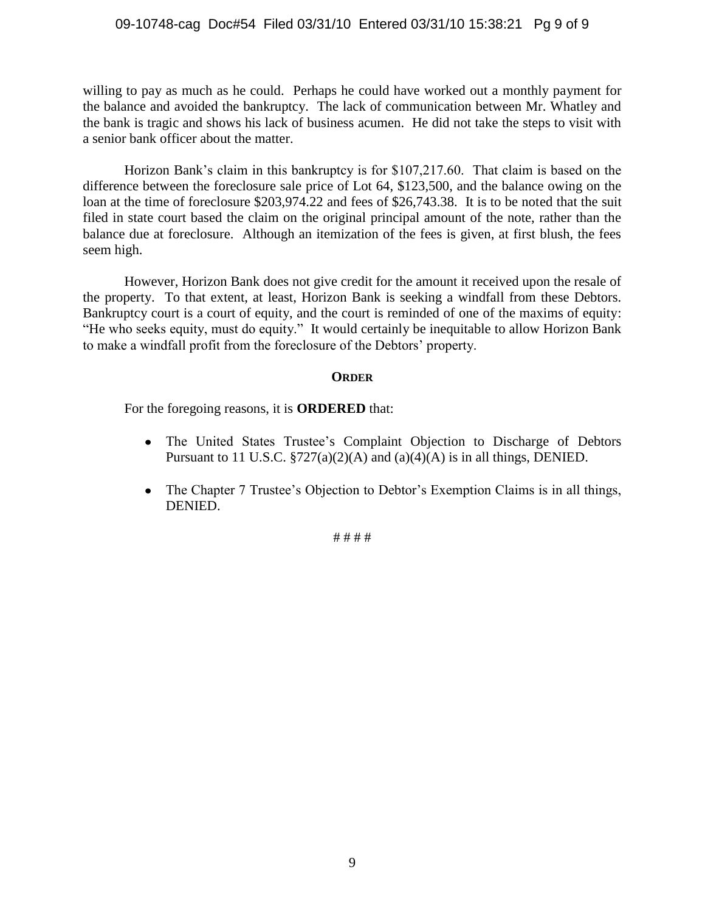willing to pay as much as he could. Perhaps he could have worked out a monthly payment for the balance and avoided the bankruptcy. The lack of communication between Mr. Whatley and the bank is tragic and shows his lack of business acumen. He did not take the steps to visit with a senior bank officer about the matter.

Horizon Bank's claim in this bankruptcy is for $107,217.60. That claim is based on the difference between the foreclosure sale price of Lot 64, $123,500, and the balance owing on the loan at the time of foreclosure $203,974.22 and fees of $26,743.38. It is to be noted that the suit filed in state court based the claim on the original principal amount of the note, rather than the balance due at foreclosure. Although an itemization of the fees is given, at first blush, the fees seem high.

However, Horizon Bank does not give credit for the amount it received upon the resale of the property. To that extent, at least, Horizon Bank is seeking a windfall from these Debtors. Bankruptcy court is a court of equity, and the court is reminded of one of the maxims of equity: "He who seeks equity, must do equity." It would certainly be inequitable to allow Horizon Bank to make a windfall profit from the foreclosure of the Debtors' property.

## ORDER

For the foregoing reasons, it is **ORDERED** that:

- The United States Trustee's Complaint Objection to Discharge of Debtors Pursuant to 11 U.S.C. §727(a)(2)(A) and (a)(4)(A) is in all things, DENIED.
- The Chapter 7 Trustee's Objection to Debtor's Exemption Claims is in all things, DENIED.

# # # #